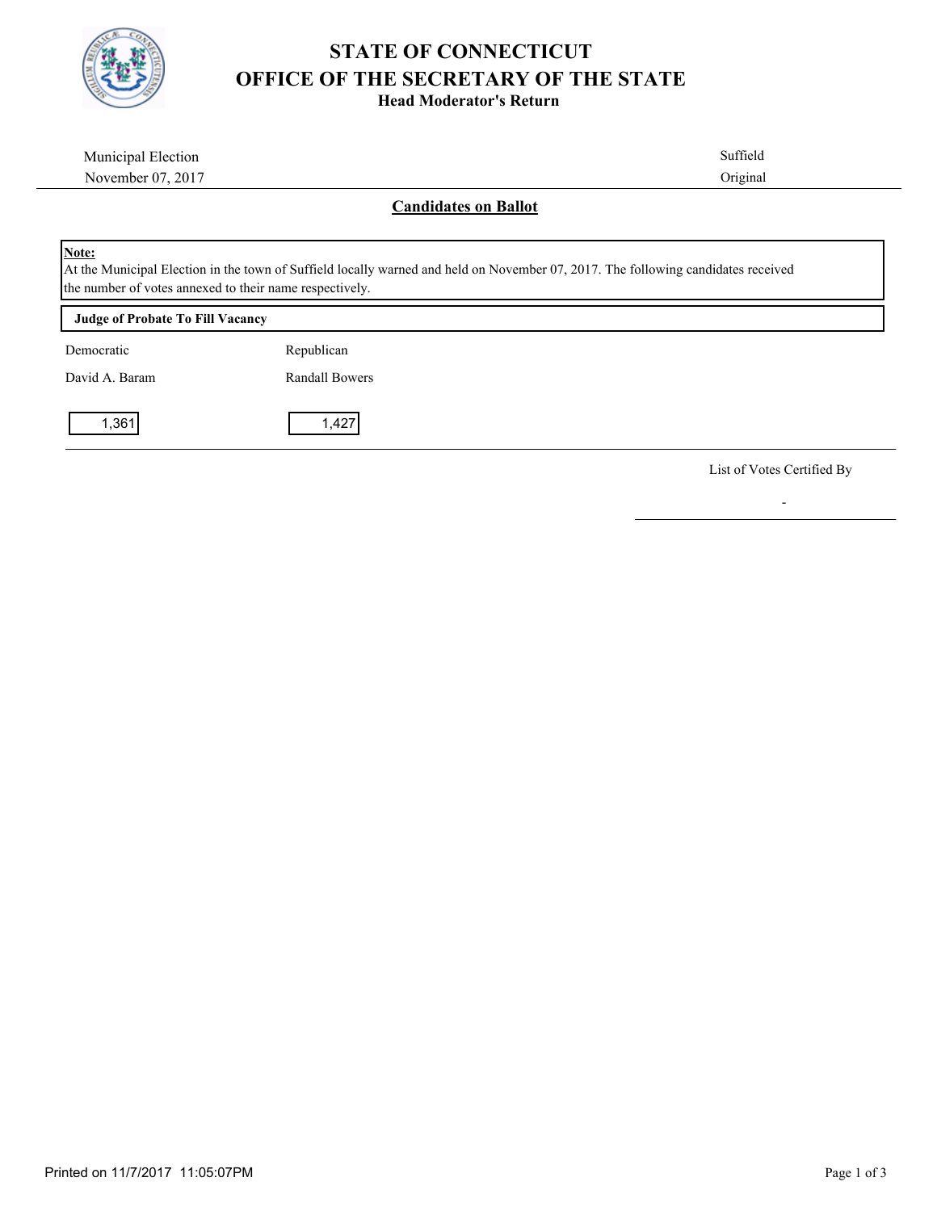# STATE OF CONNECTICUT
# OFFICE OF THE SECRETARY OF THE STATE
### Head Moderator's Return

Municipal Election
November 07, 2017

Suffield
Original

## Candidates on Ballot

**Note:**
At the Municipal Election in the town of Suffield locally warned and held on November 07, 2017. The following candidates received the number of votes annexed to their name respectively.

**Judge of Probate To Fill Vacancy**

| Democratic | Republican |
|---|---|
| David A. Baram | Randall Bowers |
| 1,361 | 1,427 |

List of Votes Certified By

-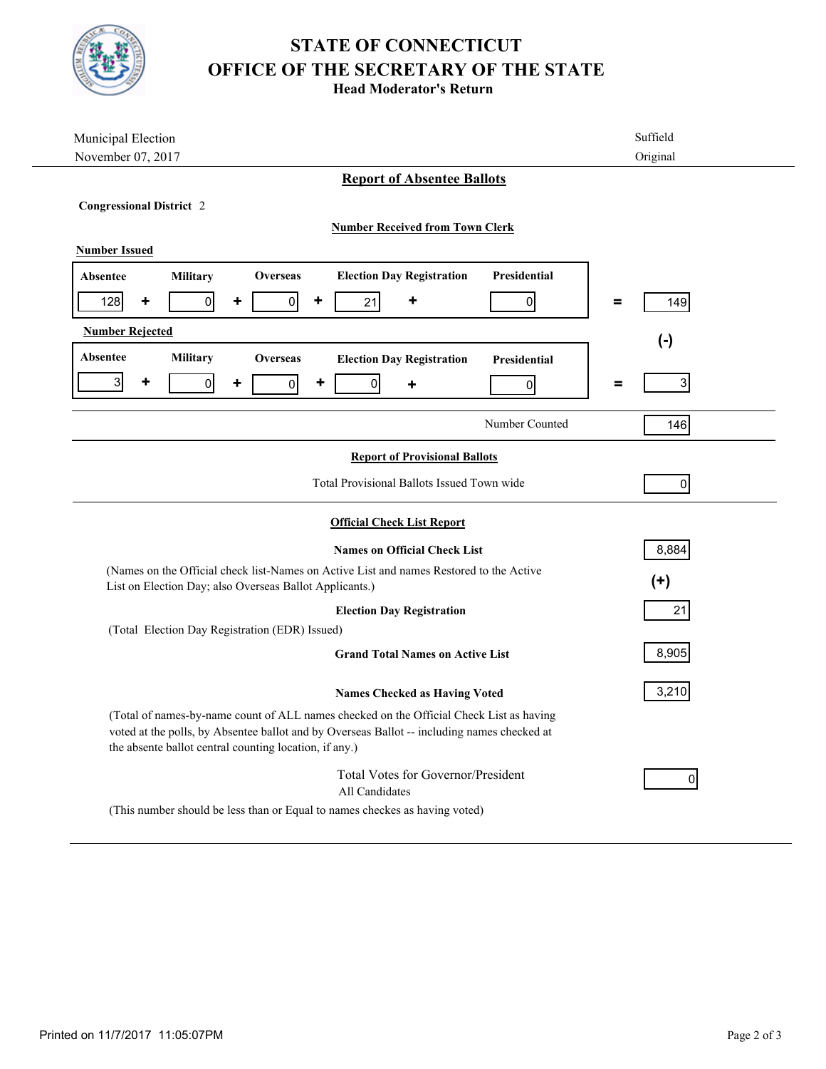# STATE OF CONNECTICUT
# OFFICE OF THE SECRETARY OF THE STATE
### Head Moderator's Return

Municipal Election
November 07, 2017

Suffield
Original

## Report of Absentee Ballots

**Congressional District** 2

**Number Received from Town Clerk**

**Number Issued**

| Absentee | | Military | | Overseas | | Election Day Registration | | Presidential | | Total |
|---|---|---|---|---|---|---|---|---|---|---|
| 128 | + | 0 | + | 0 | + | 21 | + | 0 | = | 149 |

(-)

**Number Rejected**

| Absentee | | Military | | Overseas | | Election Day Registration | | Presidential | | Total |
|---|---|---|---|---|---|---|---|---|---|---|
| 3 | + | 0 | + | 0 | + | 0 | + | 0 | = | 3 |

Number Counted: 146

## Report of Provisional Ballots

Total Provisional Ballots Issued Town wide: 0

## Official Check List Report

**Names on Official Check List**: 8,884

(Names on the Official check list-Names on Active List and names Restored to the Active List on Election Day; also Overseas Ballot Applicants.)

(+)

**Election Day Registration**: 21

(Total Election Day Registration (EDR) Issued)

**Grand Total Names on Active List**: 8,905

**Names Checked as Having Voted**: 3,210

(Total of names-by-name count of ALL names checked on the Official Check List as having voted at the polls, by Absentee ballot and by Overseas Ballot -- including names checked at the absente ballot central counting location, if any.)

Total Votes for Governor/President
All Candidates: 0

(This number should be less than or Equal to names checkes as having voted)

Printed on 11/7/2017 11:05:07PM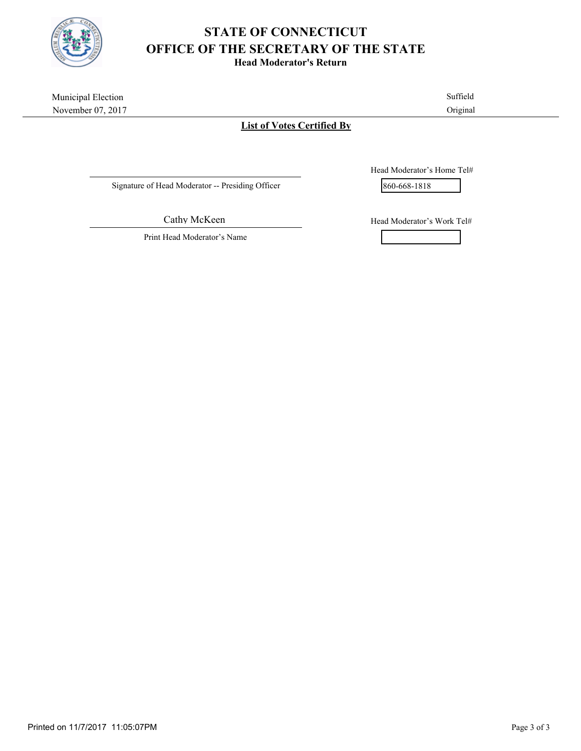# STATE OF CONNECTICUT
# OFFICE OF THE SECRETARY OF THE STATE
### Head Moderator's Return

Municipal Election
November 07, 2017

Suffield
Original

**List of Votes Certified By**

Signature of Head Moderator -- Presiding Officer

Head Moderator's Home Tel#
860-668-1818

Cathy McKeen
Print Head Moderator's Name

Head Moderator's Work Tel#

Printed on 11/7/2017 11:05:07PM